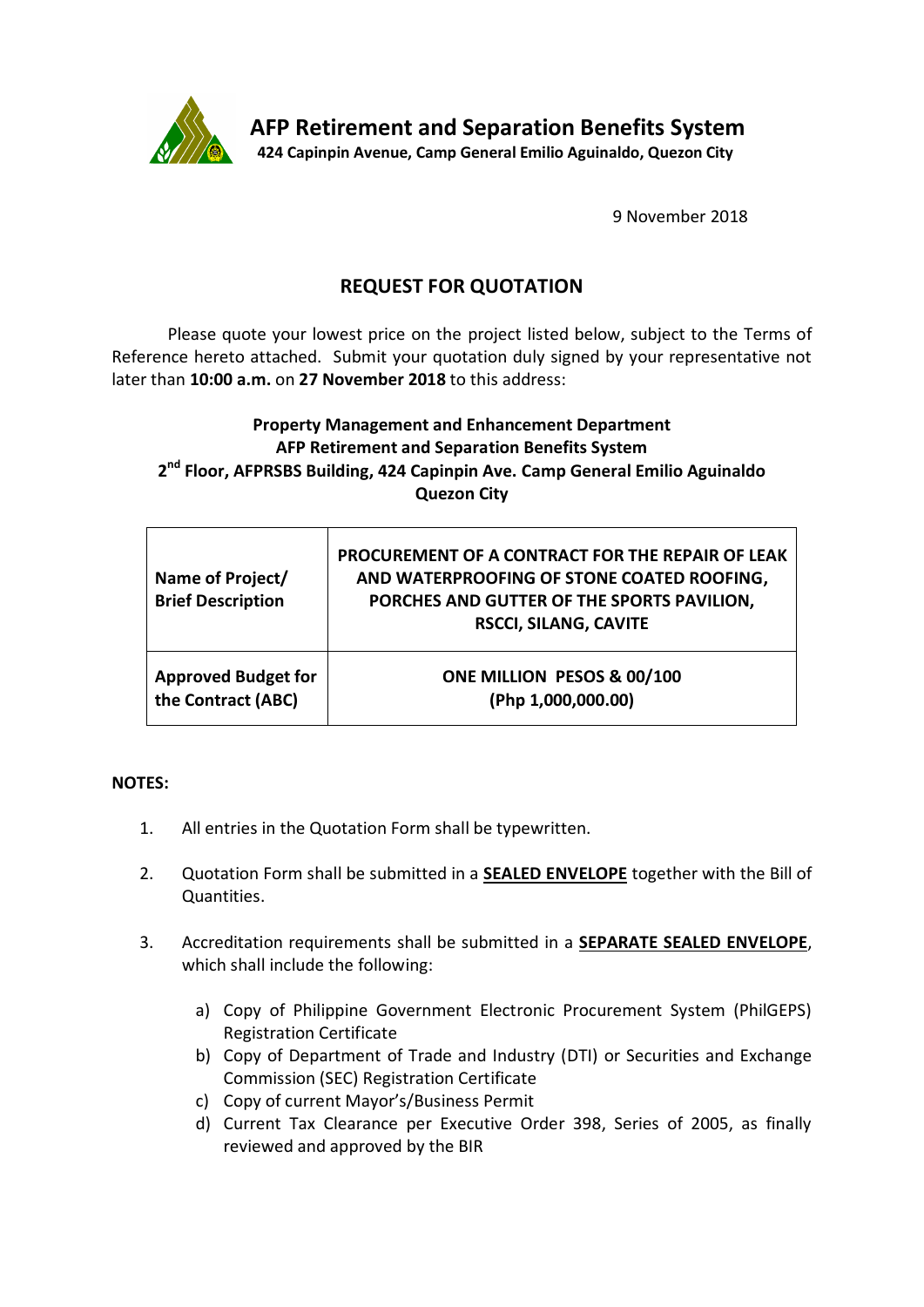# AFP Retirement and Separation Benefits System

**424 Capinpin Avenue, Camp General Emilio Aguinaldo, Quezon City**

9 November 2018

## REQUEST FOR QUOTATION

Please quote your lowest price on the project listed below, subject to the Terms of Reference hereto attached. Submit your quotation duly signed by your representative not later than **10:00 a.m.** on **27 November 2018** to this address:

**Property Management and Enhancement Department**
**AFP Retirement and Separation Benefits System**
**2nd Floor, AFPRSBS Building, 424 Capinpin Ave. Camp General Emilio Aguinaldo**
**Quezon City**

| | |
|---|---|
| **Name of Project/ Brief Description** | **PROCUREMENT OF A CONTRACT FOR THE REPAIR OF LEAK AND WATERPROOFING OF STONE COATED ROOFING, PORCHES AND GUTTER OF THE SPORTS PAVILION, RSCCI, SILANG, CAVITE** |
| **Approved Budget for the Contract (ABC)** | **ONE MILLION PESOS & 00/100 (Php 1,000,000.00)** |

**NOTES:**

1. All entries in the Quotation Form shall be typewritten.

2. Quotation Form shall be submitted in a **SEALED ENVELOPE** together with the Bill of Quantities.

3. Accreditation requirements shall be submitted in a **SEPARATE SEALED ENVELOPE**, which shall include the following:

   a) Copy of Philippine Government Electronic Procurement System (PhilGEPS) Registration Certificate
   b) Copy of Department of Trade and Industry (DTI) or Securities and Exchange Commission (SEC) Registration Certificate
   c) Copy of current Mayor's/Business Permit
   d) Current Tax Clearance per Executive Order 398, Series of 2005, as finally reviewed and approved by the BIR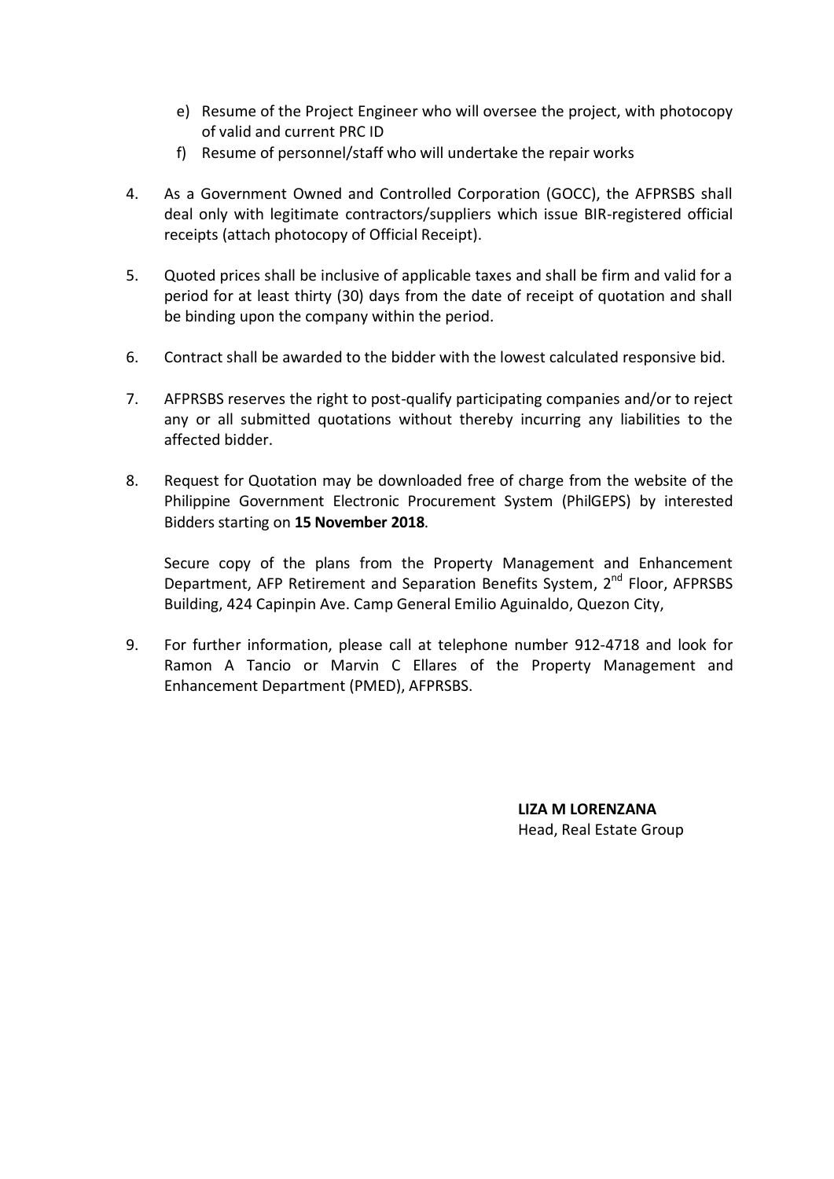e) Resume of the Project Engineer who will oversee the project, with photocopy of valid and current PRC ID
   f) Resume of personnel/staff who will undertake the repair works

4. As a Government Owned and Controlled Corporation (GOCC), the AFPRSBS shall deal only with legitimate contractors/suppliers which issue BIR-registered official receipts (attach photocopy of Official Receipt).

5. Quoted prices shall be inclusive of applicable taxes and shall be firm and valid for a period for at least thirty (30) days from the date of receipt of quotation and shall be binding upon the company within the period.

6. Contract shall be awarded to the bidder with the lowest calculated responsive bid.

7. AFPRSBS reserves the right to post-qualify participating companies and/or to reject any or all submitted quotations without thereby incurring any liabilities to the affected bidder.

8. Request for Quotation may be downloaded free of charge from the website of the Philippine Government Electronic Procurement System (PhilGEPS) by interested Bidders starting on **15 November 2018**.

   Secure copy of the plans from the Property Management and Enhancement Department, AFP Retirement and Separation Benefits System, 2nd Floor, AFPRSBS Building, 424 Capinpin Ave. Camp General Emilio Aguinaldo, Quezon City,

9. For further information, please call at telephone number 912-4718 and look for Ramon A Tancio or Marvin C Ellares of the Property Management and Enhancement Department (PMED), AFPRSBS.

**LIZA M LORENZANA**
Head, Real Estate Group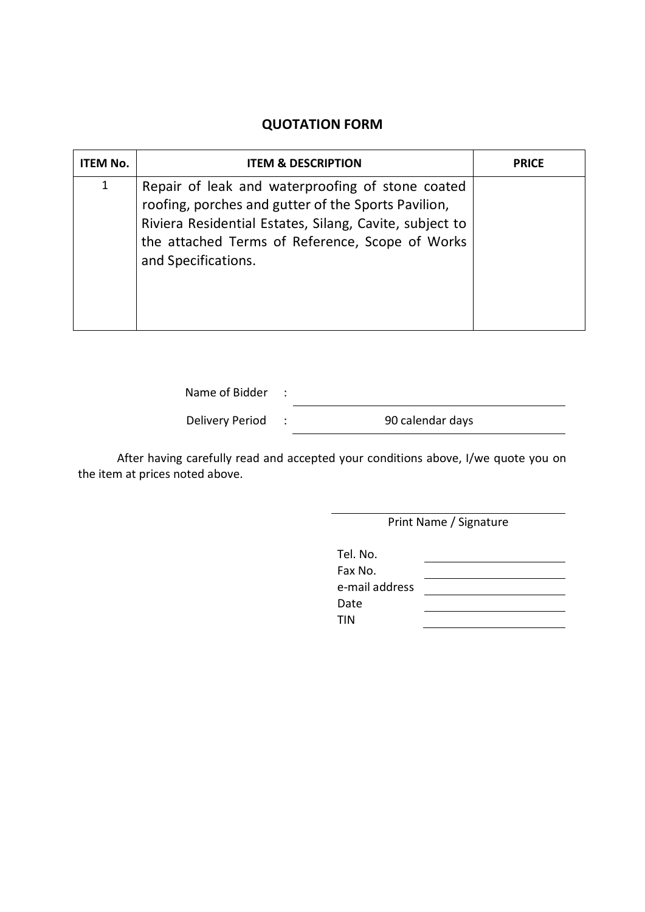# QUOTATION FORM

| ITEM No. | ITEM & DESCRIPTION | PRICE |
|---|---|---|
| 1 | Repair of leak and waterproofing of stone coated roofing, porches and gutter of the Sports Pavilion, Riviera Residential Estates, Silang, Cavite, subject to the attached Terms of Reference, Scope of Works and Specifications. | |

Name of Bidder : ______________________________

Delivery Period : 90 calendar days

After having carefully read and accepted your conditions above, I/we quote you on the item at prices noted above.

______________________________
Print Name / Signature

Tel. No. ____________________

Fax No. ____________________

e-mail address ____________________

Date ____________________

TIN ____________________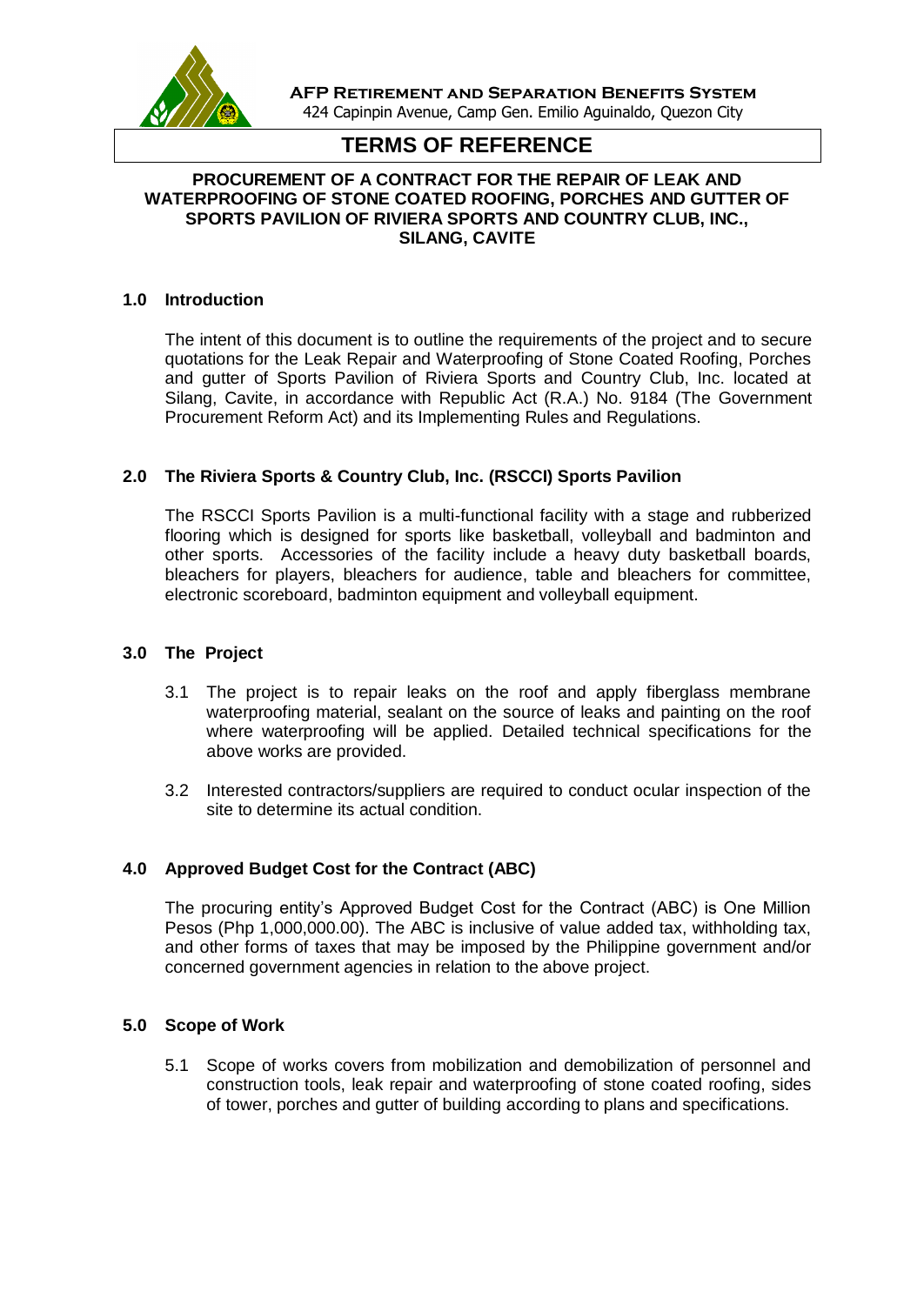**AFP RETIREMENT AND SEPARATION BENEFITS SYSTEM**
424 Capinpin Avenue, Camp Gen. Emilio Aguinaldo, Quezon City

# TERMS OF REFERENCE

**PROCUREMENT OF A CONTRACT FOR THE REPAIR OF LEAK AND WATERPROOFING OF STONE COATED ROOFING, PORCHES AND GUTTER OF SPORTS PAVILION OF RIVIERA SPORTS AND COUNTRY CLUB, INC., SILANG, CAVITE**

## 1.0 Introduction

The intent of this document is to outline the requirements of the project and to secure quotations for the Leak Repair and Waterproofing of Stone Coated Roofing, Porches and gutter of Sports Pavilion of Riviera Sports and Country Club, Inc. located at Silang, Cavite, in accordance with Republic Act (R.A.) No. 9184 (The Government Procurement Reform Act) and its Implementing Rules and Regulations.

## 2.0 The Riviera Sports & Country Club, Inc. (RSCCI) Sports Pavilion

The RSCCI Sports Pavilion is a multi-functional facility with a stage and rubberized flooring which is designed for sports like basketball, volleyball and badminton and other sports. Accessories of the facility include a heavy duty basketball boards, bleachers for players, bleachers for audience, table and bleachers for committee, electronic scoreboard, badminton equipment and volleyball equipment.

## 3.0 The Project

3.1 The project is to repair leaks on the roof and apply fiberglass membrane waterproofing material, sealant on the source of leaks and painting on the roof where waterproofing will be applied. Detailed technical specifications for the above works are provided.

3.2 Interested contractors/suppliers are required to conduct ocular inspection of the site to determine its actual condition.

## 4.0 Approved Budget Cost for the Contract (ABC)

The procuring entity's Approved Budget Cost for the Contract (ABC) is One Million Pesos (Php 1,000,000.00). The ABC is inclusive of value added tax, withholding tax, and other forms of taxes that may be imposed by the Philippine government and/or concerned government agencies in relation to the above project.

## 5.0 Scope of Work

5.1 Scope of works covers from mobilization and demobilization of personnel and construction tools, leak repair and waterproofing of stone coated roofing, sides of tower, porches and gutter of building according to plans and specifications.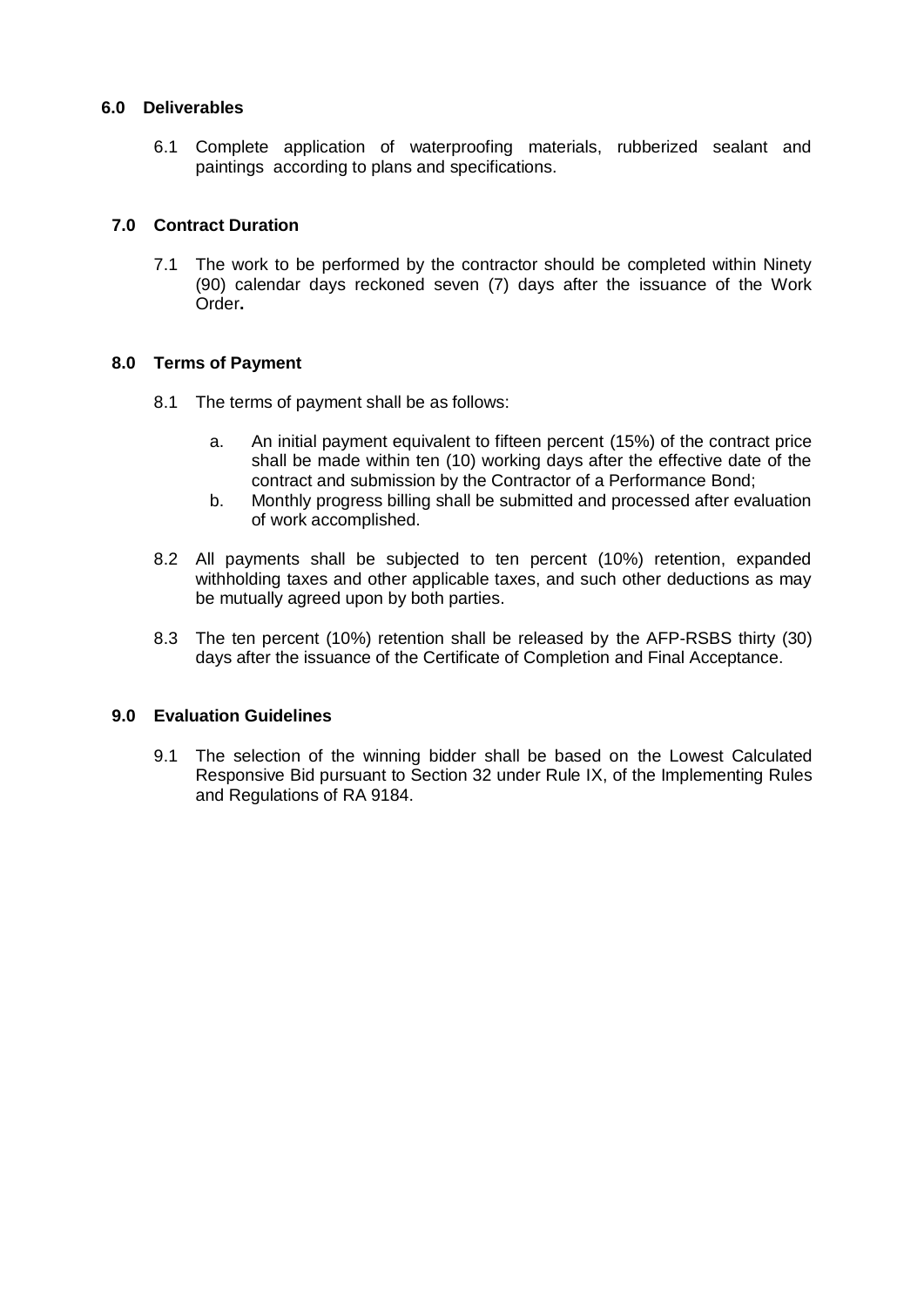## 6.0 Deliverables

6.1 Complete application of waterproofing materials, rubberized sealant and paintings according to plans and specifications.

## 7.0 Contract Duration

7.1 The work to be performed by the contractor should be completed within Ninety (90) calendar days reckoned seven (7) days after the issuance of the Work Order**.**

## 8.0 Terms of Payment

8.1 The terms of payment shall be as follows:

a. An initial payment equivalent to fifteen percent (15%) of the contract price shall be made within ten (10) working days after the effective date of the contract and submission by the Contractor of a Performance Bond;

b. Monthly progress billing shall be submitted and processed after evaluation of work accomplished.

8.2 All payments shall be subjected to ten percent (10%) retention, expanded withholding taxes and other applicable taxes, and such other deductions as may be mutually agreed upon by both parties.

8.3 The ten percent (10%) retention shall be released by the AFP-RSBS thirty (30) days after the issuance of the Certificate of Completion and Final Acceptance.

## 9.0 Evaluation Guidelines

9.1 The selection of the winning bidder shall be based on the Lowest Calculated Responsive Bid pursuant to Section 32 under Rule IX, of the Implementing Rules and Regulations of RA 9184.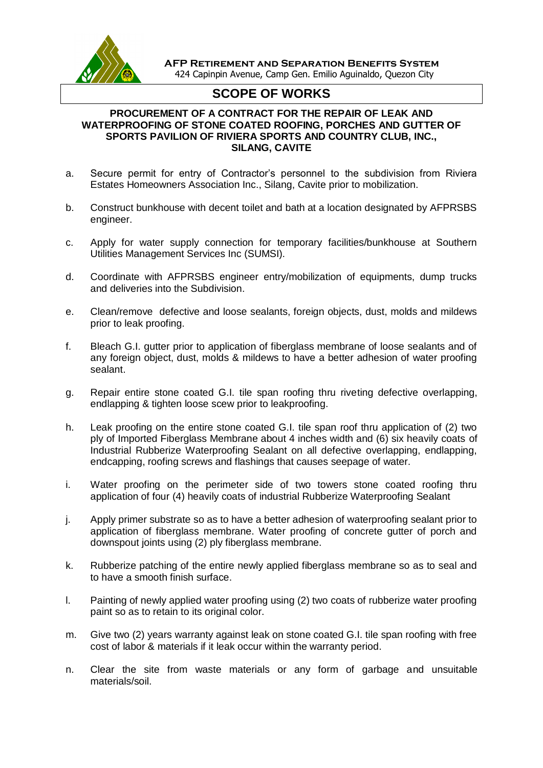**AFP Retirement and Separation Benefits System**
424 Capinpin Avenue, Camp Gen. Emilio Aguinaldo, Quezon City

# SCOPE OF WORKS

**PROCUREMENT OF A CONTRACT FOR THE REPAIR OF LEAK AND WATERPROOFING OF STONE COATED ROOFING, PORCHES AND GUTTER OF SPORTS PAVILION OF RIVIERA SPORTS AND COUNTRY CLUB, INC., SILANG, CAVITE**

a. Secure permit for entry of Contractor's personnel to the subdivision from Riviera Estates Homeowners Association Inc., Silang, Cavite prior to mobilization.

b. Construct bunkhouse with decent toilet and bath at a location designated by AFPRSBS engineer.

c. Apply for water supply connection for temporary facilities/bunkhouse at Southern Utilities Management Services Inc (SUMSI).

d. Coordinate with AFPRSBS engineer entry/mobilization of equipments, dump trucks and deliveries into the Subdivision.

e. Clean/remove defective and loose sealants, foreign objects, dust, molds and mildews prior to leak proofing.

f. Bleach G.I. gutter prior to application of fiberglass membrane of loose sealants and of any foreign object, dust, molds & mildews to have a better adhesion of water proofing sealant.

g. Repair entire stone coated G.I. tile span roofing thru riveting defective overlapping, endlapping & tighten loose scew prior to leakproofing.

h. Leak proofing on the entire stone coated G.I. tile span roof thru application of (2) two ply of Imported Fiberglass Membrane about 4 inches width and (6) six heavily coats of Industrial Rubberize Waterproofing Sealant on all defective overlapping, endlapping, endcapping, roofing screws and flashings that causes seepage of water.

i. Water proofing on the perimeter side of two towers stone coated roofing thru application of four (4) heavily coats of industrial Rubberize Waterproofing Sealant

j. Apply primer substrate so as to have a better adhesion of waterproofing sealant prior to application of fiberglass membrane. Water proofing of concrete gutter of porch and downspout joints using (2) ply fiberglass membrane.

k. Rubberize patching of the entire newly applied fiberglass membrane so as to seal and to have a smooth finish surface.

l. Painting of newly applied water proofing using (2) two coats of rubberize water proofing paint so as to retain to its original color.

m. Give two (2) years warranty against leak on stone coated G.I. tile span roofing with free cost of labor & materials if it leak occur within the warranty period.

n. Clear the site from waste materials or any form of garbage and unsuitable materials/soil.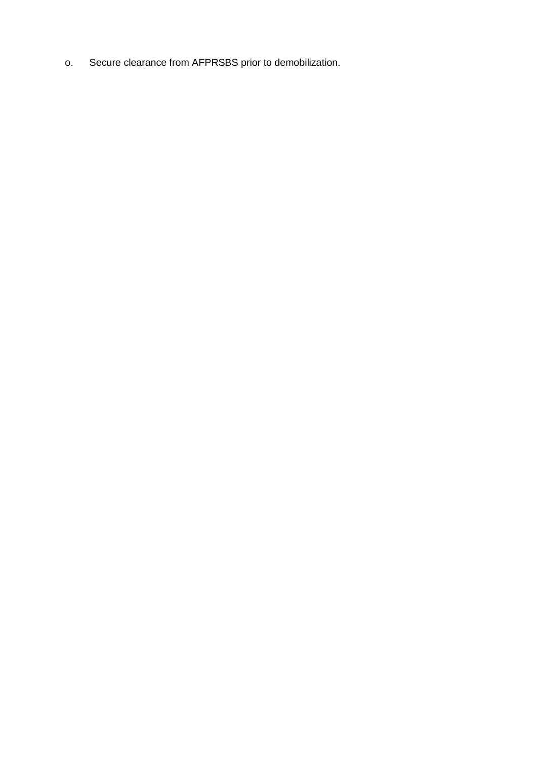o. Secure clearance from AFPRSBS prior to demobilization.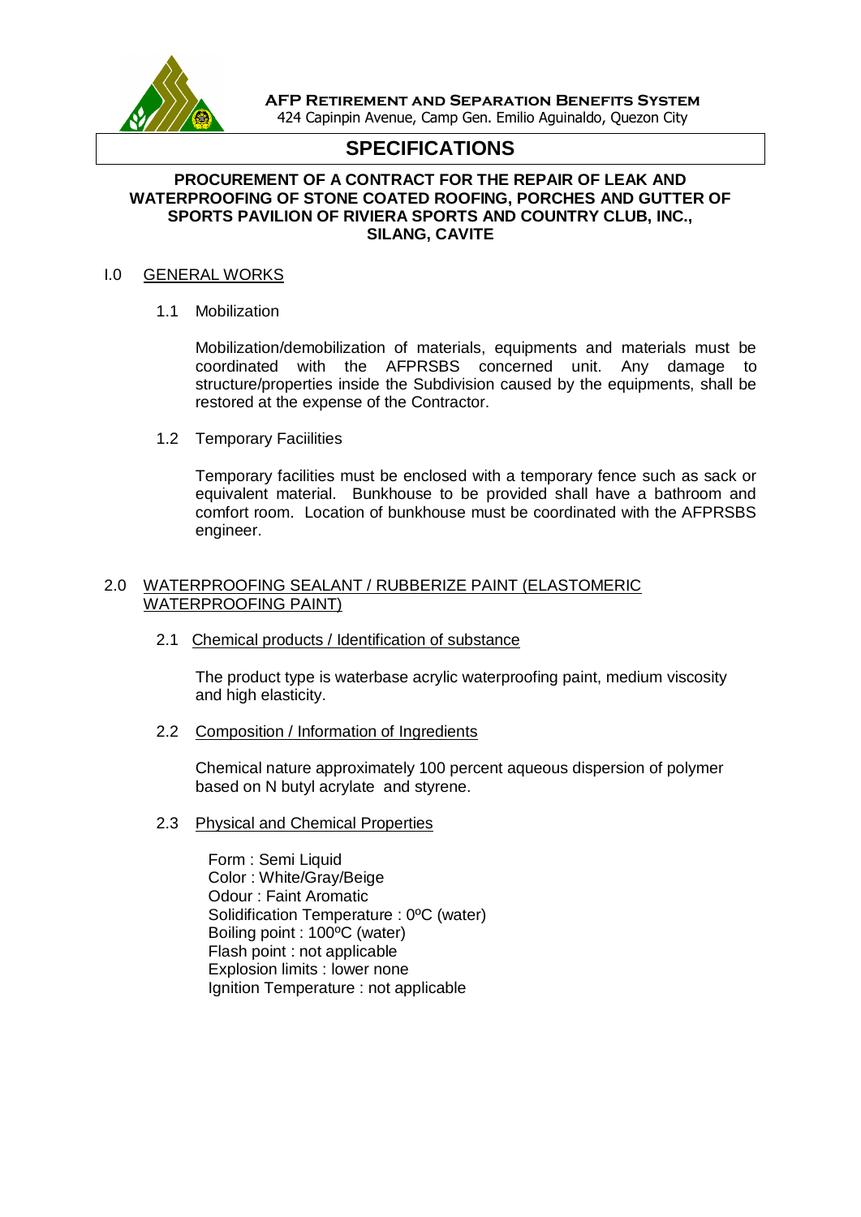**AFP Retirement and Separation Benefits System**
424 Capinpin Avenue, Camp Gen. Emilio Aguinaldo, Quezon City

# SPECIFICATIONS

**PROCUREMENT OF A CONTRACT FOR THE REPAIR OF LEAK AND WATERPROOFING OF STONE COATED ROOFING, PORCHES AND GUTTER OF SPORTS PAVILION OF RIVIERA SPORTS AND COUNTRY CLUB, INC., SILANG, CAVITE**

## I.0 GENERAL WORKS

### 1.1 Mobilization

Mobilization/demobilization of materials, equipments and materials must be coordinated with the AFPRSBS concerned unit. Any damage to structure/properties inside the Subdivision caused by the equipments, shall be restored at the expense of the Contractor.

### 1.2 Temporary Faciilities

Temporary facilities must be enclosed with a temporary fence such as sack or equivalent material. Bunkhouse to be provided shall have a bathroom and comfort room. Location of bunkhouse must be coordinated with the AFPRSBS engineer.

## 2.0 WATERPROOFING SEALANT / RUBBERIZE PAINT (ELASTOMERIC WATERPROOFING PAINT)

### 2.1 Chemical products / Identification of substance

The product type is waterbase acrylic waterproofing paint, medium viscosity and high elasticity.

### 2.2 Composition / Information of Ingredients

Chemical nature approximately 100 percent aqueous dispersion of polymer based on N butyl acrylate and styrene.

### 2.3 Physical and Chemical Properties

Form : Semi Liquid
Color : White/Gray/Beige
Odour : Faint Aromatic
Solidification Temperature : 0ºC (water)
Boiling point : 100ºC (water)
Flash point : not applicable
Explosion limits : lower none
Ignition Temperature : not applicable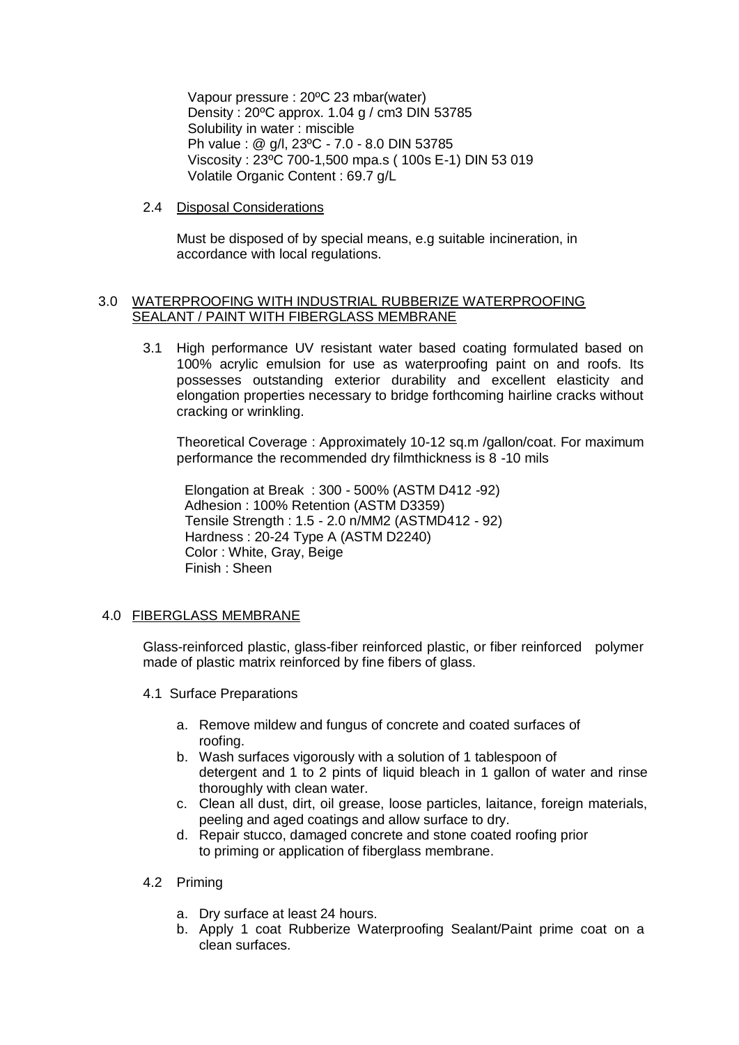Vapour pressure : 20ºC 23 mbar(water)
Density : 20ºC approx. 1.04 g / cm3 DIN 53785
Solubility in water : miscible
Ph value : @ g/l, 23ºC - 7.0 - 8.0 DIN 53785
Viscosity : 23ºC 700-1,500 mpa.s ( 100s E-1) DIN 53 019
Volatile Organic Content : 69.7 g/L

2.4 Disposal Considerations

Must be disposed of by special means, e.g suitable incineration, in accordance with local regulations.

## 3.0 WATERPROOFING WITH INDUSTRIAL RUBBERIZE WATERPROOFING SEALANT / PAINT WITH FIBERGLASS MEMBRANE

3.1 High performance UV resistant water based coating formulated based on 100% acrylic emulsion for use as waterproofing paint on and roofs. Its possesses outstanding exterior durability and excellent elasticity and elongation properties necessary to bridge forthcoming hairline cracks without cracking or wrinkling.

Theoretical Coverage : Approximately 10-12 sq.m /gallon/coat. For maximum performance the recommended dry filmthickness is 8 -10 mils

Elongation at Break : 300 - 500% (ASTM D412 -92)
Adhesion : 100% Retention (ASTM D3359)
Tensile Strength : 1.5 - 2.0 n/MM2 (ASTMD412 - 92)
Hardness : 20-24 Type A (ASTM D2240)
Color : White, Gray, Beige
Finish : Sheen

## 4.0 FIBERGLASS MEMBRANE

Glass-reinforced plastic, glass-fiber reinforced plastic, or fiber reinforced polymer made of plastic matrix reinforced by fine fibers of glass.

4.1 Surface Preparations

a. Remove mildew and fungus of concrete and coated surfaces of roofing.
b. Wash surfaces vigorously with a solution of 1 tablespoon of detergent and 1 to 2 pints of liquid bleach in 1 gallon of water and rinse thoroughly with clean water.
c. Clean all dust, dirt, oil grease, loose particles, laitance, foreign materials, peeling and aged coatings and allow surface to dry.
d. Repair stucco, damaged concrete and stone coated roofing prior to priming or application of fiberglass membrane.

4.2 Priming

a. Dry surface at least 24 hours.
b. Apply 1 coat Rubberize Waterproofing Sealant/Paint prime coat on a clean surfaces.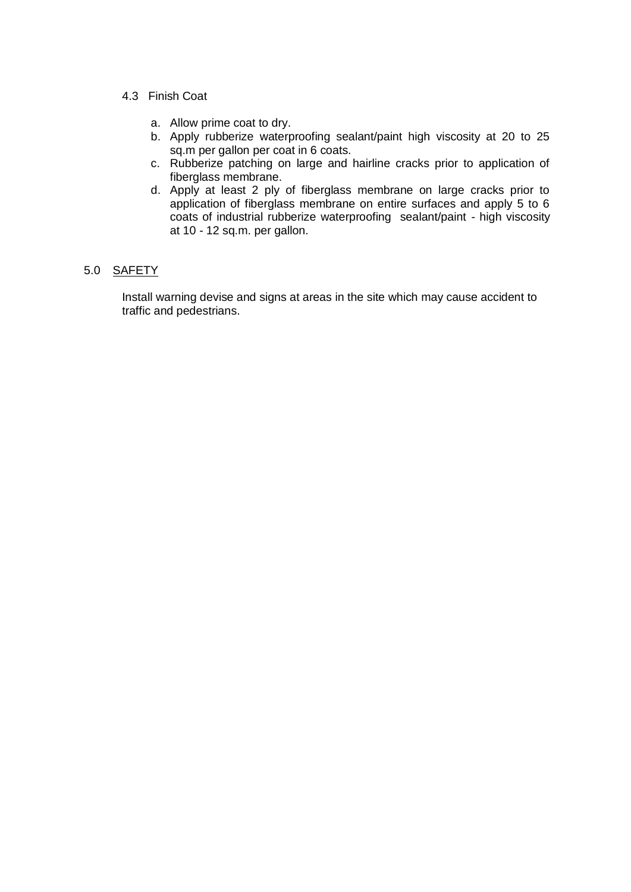### 4.3 Finish Coat

a. Allow prime coat to dry.
b. Apply rubberize waterproofing sealant/paint high viscosity at 20 to 25 sq.m per gallon per coat in 6 coats.
c. Rubberize patching on large and hairline cracks prior to application of fiberglass membrane.
d. Apply at least 2 ply of fiberglass membrane on large cracks prior to application of fiberglass membrane on entire surfaces and apply 5 to 6 coats of industrial rubberize waterproofing sealant/paint - high viscosity at 10 - 12 sq.m. per gallon.

## 5.0 SAFETY

Install warning devise and signs at areas in the site which may cause accident to traffic and pedestrians.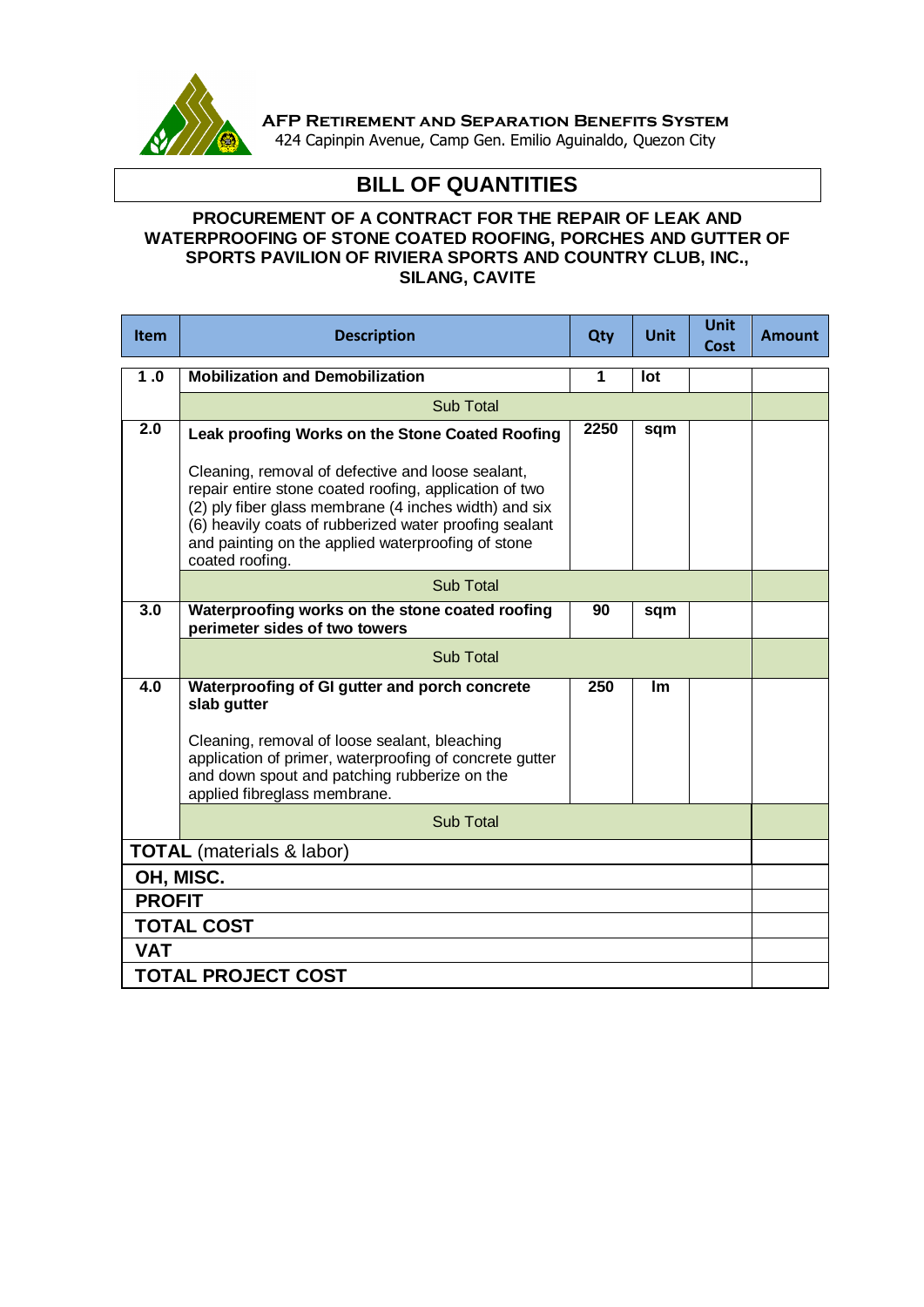**AFP Retirement and Separation Benefits System**
424 Capinpin Avenue, Camp Gen. Emilio Aguinaldo, Quezon City

# BILL OF QUANTITIES

### PROCUREMENT OF A CONTRACT FOR THE REPAIR OF LEAK AND WATERPROOFING OF STONE COATED ROOFING, PORCHES AND GUTTER OF SPORTS PAVILION OF RIVIERA SPORTS AND COUNTRY CLUB, INC., SILANG, CAVITE

| Item | Description | Qty | Unit | Unit Cost | Amount |
|---|---|---|---|---|---|
| 1 .0 | **Mobilization and Demobilization** | 1 | lot | | |
| | Sub Total | | | | |
| 2.0 | **Leak proofing Works on the Stone Coated Roofing**<br><br>Cleaning, removal of defective and loose sealant, repair entire stone coated roofing, application of two (2) ply fiber glass membrane (4 inches width) and six (6) heavily coats of rubberized water proofing sealant and painting on the applied waterproofing of stone coated roofing. | 2250 | sqm | | |
| | Sub Total | | | | |
| 3.0 | **Waterproofing works on the stone coated roofing perimeter sides of two towers** | 90 | sqm | | |
| | Sub Total | | | | |
| 4.0 | **Waterproofing of GI gutter and porch concrete slab gutter**<br><br>Cleaning, removal of loose sealant, bleaching application of primer, waterproofing of concrete gutter and down spout and patching rubberize on the applied fibreglass membrane. | 250 | lm | | |
| | Sub Total | | | | |
| **TOTAL** (materials & labor) | | | | | |
| **OH, MISC.** | | | | | |
| **PROFIT** | | | | | |
| **TOTAL COST** | | | | | |
| **VAT** | | | | | |
| **TOTAL PROJECT COST** | | | | | |